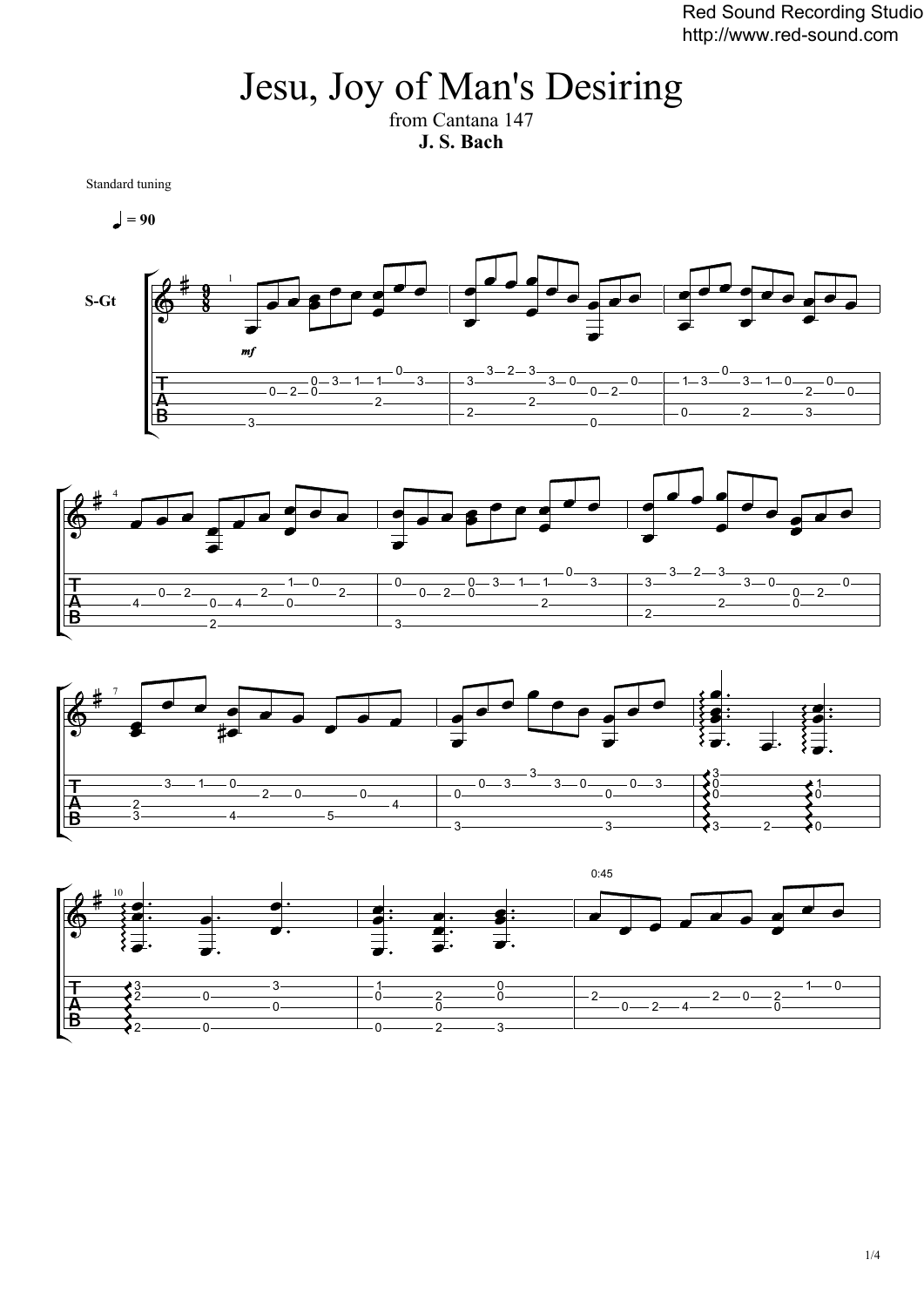# Jesu, Joy of Man's Desiring

from Cantana 147

**J. S. Bach**

Standard tuning

♩ = 90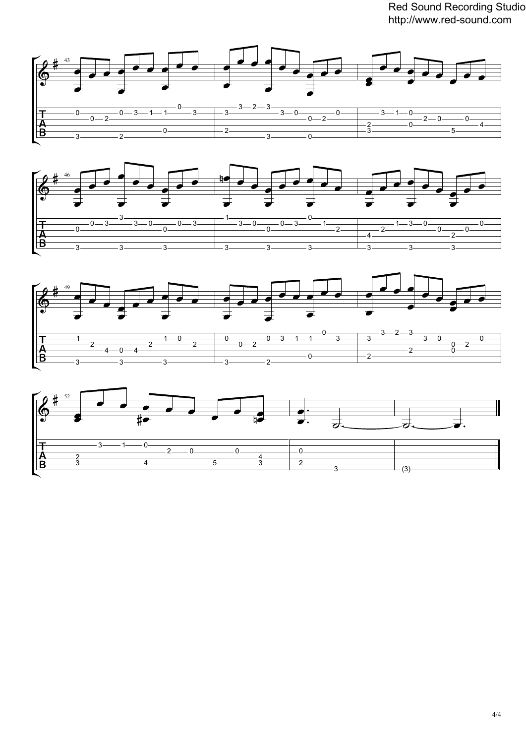Red Sound Recording Studio
http://www.red-sound.com